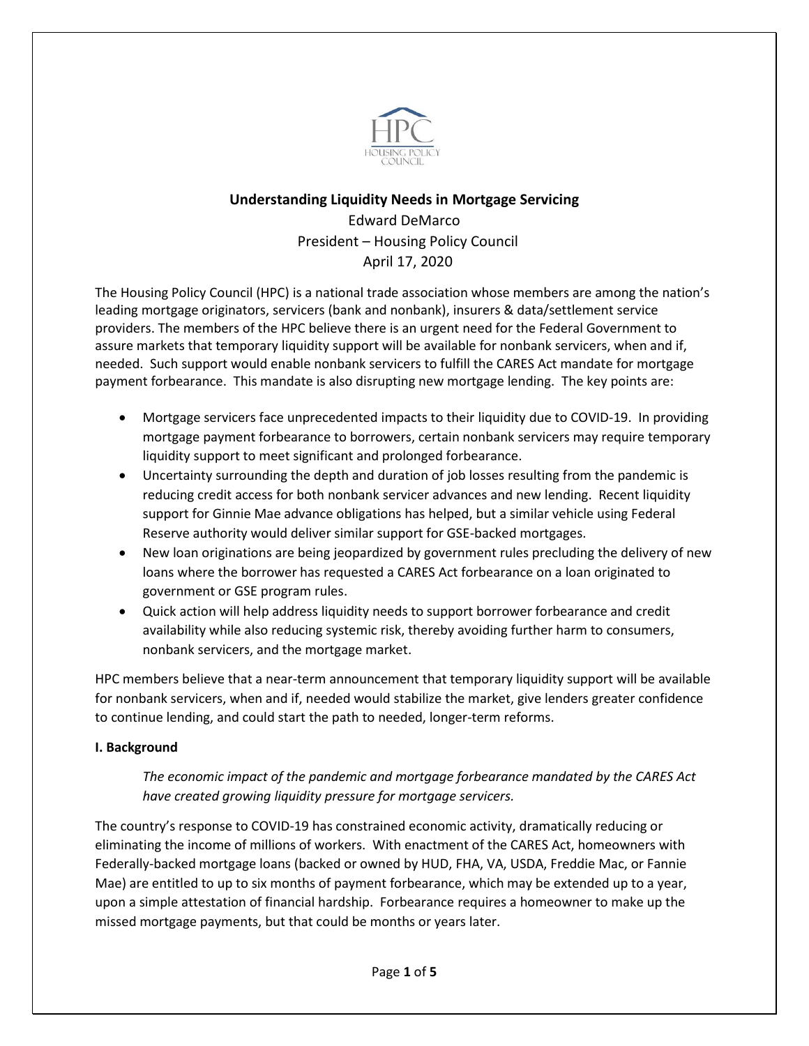# Understanding Liquidity Needs in Mortgage Servicing

Edward DeMarco
President – Housing Policy Council
April 17, 2020

The Housing Policy Council (HPC) is a national trade association whose members are among the nation's leading mortgage originators, servicers (bank and nonbank), insurers & data/settlement service providers. The members of the HPC believe there is an urgent need for the Federal Government to assure markets that temporary liquidity support will be available for nonbank servicers, when and if, needed. Such support would enable nonbank servicers to fulfill the CARES Act mandate for mortgage payment forbearance. This mandate is also disrupting new mortgage lending. The key points are:

- Mortgage servicers face unprecedented impacts to their liquidity due to COVID-19. In providing mortgage payment forbearance to borrowers, certain nonbank servicers may require temporary liquidity support to meet significant and prolonged forbearance.
- Uncertainty surrounding the depth and duration of job losses resulting from the pandemic is reducing credit access for both nonbank servicer advances and new lending. Recent liquidity support for Ginnie Mae advance obligations has helped, but a similar vehicle using Federal Reserve authority would deliver similar support for GSE-backed mortgages.
- New loan originations are being jeopardized by government rules precluding the delivery of new loans where the borrower has requested a CARES Act forbearance on a loan originated to government or GSE program rules.
- Quick action will help address liquidity needs to support borrower forbearance and credit availability while also reducing systemic risk, thereby avoiding further harm to consumers, nonbank servicers, and the mortgage market.

HPC members believe that a near-term announcement that temporary liquidity support will be available for nonbank servicers, when and if, needed would stabilize the market, give lenders greater confidence to continue lending, and could start the path to needed, longer-term reforms.

## I. Background

*The economic impact of the pandemic and mortgage forbearance mandated by the CARES Act have created growing liquidity pressure for mortgage servicers.*

The country's response to COVID-19 has constrained economic activity, dramatically reducing or eliminating the income of millions of workers. With enactment of the CARES Act, homeowners with Federally-backed mortgage loans (backed or owned by HUD, FHA, VA, USDA, Freddie Mac, or Fannie Mae) are entitled to up to six months of payment forbearance, which may be extended up to a year, upon a simple attestation of financial hardship. Forbearance requires a homeowner to make up the missed mortgage payments, but that could be months or years later.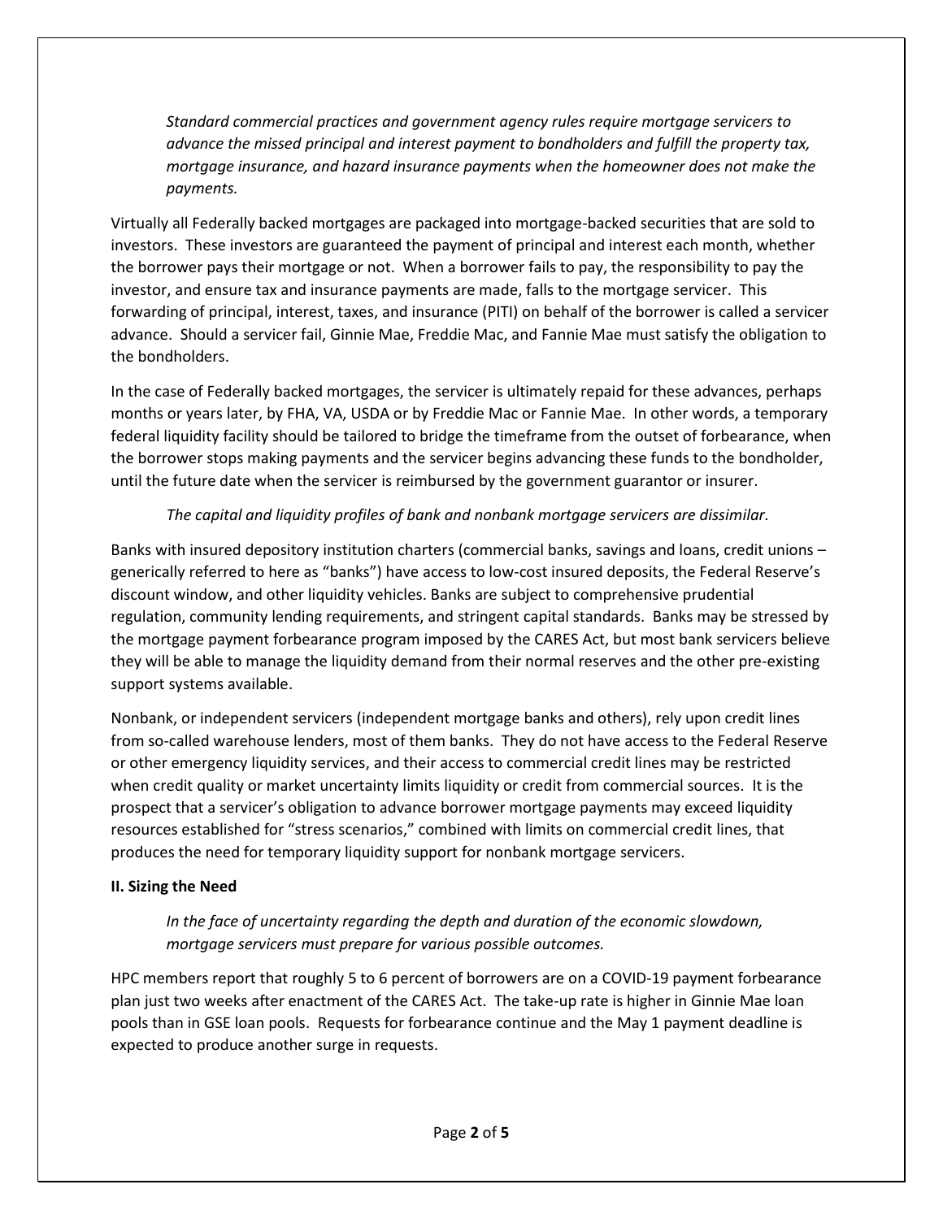*Standard commercial practices and government agency rules require mortgage servicers to advance the missed principal and interest payment to bondholders and fulfill the property tax, mortgage insurance, and hazard insurance payments when the homeowner does not make the payments.*

Virtually all Federally backed mortgages are packaged into mortgage-backed securities that are sold to investors. These investors are guaranteed the payment of principal and interest each month, whether the borrower pays their mortgage or not. When a borrower fails to pay, the responsibility to pay the investor, and ensure tax and insurance payments are made, falls to the mortgage servicer. This forwarding of principal, interest, taxes, and insurance (PITI) on behalf of the borrower is called a servicer advance. Should a servicer fail, Ginnie Mae, Freddie Mac, and Fannie Mae must satisfy the obligation to the bondholders.

In the case of Federally backed mortgages, the servicer is ultimately repaid for these advances, perhaps months or years later, by FHA, VA, USDA or by Freddie Mac or Fannie Mae. In other words, a temporary federal liquidity facility should be tailored to bridge the timeframe from the outset of forbearance, when the borrower stops making payments and the servicer begins advancing these funds to the bondholder, until the future date when the servicer is reimbursed by the government guarantor or insurer.

*The capital and liquidity profiles of bank and nonbank mortgage servicers are dissimilar.*

Banks with insured depository institution charters (commercial banks, savings and loans, credit unions – generically referred to here as "banks") have access to low-cost insured deposits, the Federal Reserve's discount window, and other liquidity vehicles. Banks are subject to comprehensive prudential regulation, community lending requirements, and stringent capital standards. Banks may be stressed by the mortgage payment forbearance program imposed by the CARES Act, but most bank servicers believe they will be able to manage the liquidity demand from their normal reserves and the other pre-existing support systems available.

Nonbank, or independent servicers (independent mortgage banks and others), rely upon credit lines from so-called warehouse lenders, most of them banks. They do not have access to the Federal Reserve or other emergency liquidity services, and their access to commercial credit lines may be restricted when credit quality or market uncertainty limits liquidity or credit from commercial sources. It is the prospect that a servicer's obligation to advance borrower mortgage payments may exceed liquidity resources established for "stress scenarios," combined with limits on commercial credit lines, that produces the need for temporary liquidity support for nonbank mortgage servicers.

## II. Sizing the Need

*In the face of uncertainty regarding the depth and duration of the economic slowdown, mortgage servicers must prepare for various possible outcomes.*

HPC members report that roughly 5 to 6 percent of borrowers are on a COVID-19 payment forbearance plan just two weeks after enactment of the CARES Act. The take-up rate is higher in Ginnie Mae loan pools than in GSE loan pools. Requests for forbearance continue and the May 1 payment deadline is expected to produce another surge in requests.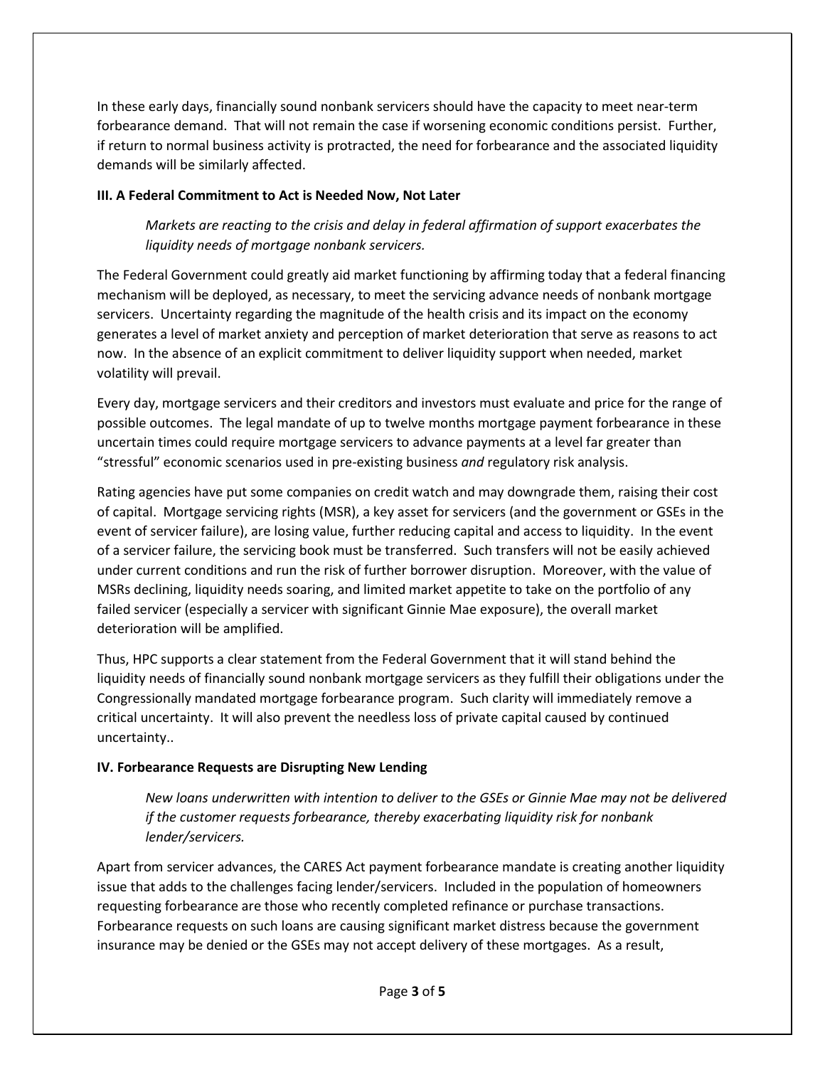In these early days, financially sound nonbank servicers should have the capacity to meet near-term forbearance demand. That will not remain the case if worsening economic conditions persist. Further, if return to normal business activity is protracted, the need for forbearance and the associated liquidity demands will be similarly affected.

**III. A Federal Commitment to Act is Needed Now, Not Later**

> *Markets are reacting to the crisis and delay in federal affirmation of support exacerbates the liquidity needs of mortgage nonbank servicers.*

The Federal Government could greatly aid market functioning by affirming today that a federal financing mechanism will be deployed, as necessary, to meet the servicing advance needs of nonbank mortgage servicers. Uncertainty regarding the magnitude of the health crisis and its impact on the economy generates a level of market anxiety and perception of market deterioration that serve as reasons to act now. In the absence of an explicit commitment to deliver liquidity support when needed, market volatility will prevail.

Every day, mortgage servicers and their creditors and investors must evaluate and price for the range of possible outcomes. The legal mandate of up to twelve months mortgage payment forbearance in these uncertain times could require mortgage servicers to advance payments at a level far greater than "stressful" economic scenarios used in pre-existing business *and* regulatory risk analysis.

Rating agencies have put some companies on credit watch and may downgrade them, raising their cost of capital. Mortgage servicing rights (MSR), a key asset for servicers (and the government or GSEs in the event of servicer failure), are losing value, further reducing capital and access to liquidity. In the event of a servicer failure, the servicing book must be transferred. Such transfers will not be easily achieved under current conditions and run the risk of further borrower disruption. Moreover, with the value of MSRs declining, liquidity needs soaring, and limited market appetite to take on the portfolio of any failed servicer (especially a servicer with significant Ginnie Mae exposure), the overall market deterioration will be amplified.

Thus, HPC supports a clear statement from the Federal Government that it will stand behind the liquidity needs of financially sound nonbank mortgage servicers as they fulfill their obligations under the Congressionally mandated mortgage forbearance program. Such clarity will immediately remove a critical uncertainty. It will also prevent the needless loss of private capital caused by continued uncertainty..

**IV. Forbearance Requests are Disrupting New Lending**

> *New loans underwritten with intention to deliver to the GSEs or Ginnie Mae may not be delivered if the customer requests forbearance, thereby exacerbating liquidity risk for nonbank lender/servicers.*

Apart from servicer advances, the CARES Act payment forbearance mandate is creating another liquidity issue that adds to the challenges facing lender/servicers. Included in the population of homeowners requesting forbearance are those who recently completed refinance or purchase transactions. Forbearance requests on such loans are causing significant market distress because the government insurance may be denied or the GSEs may not accept delivery of these mortgages. As a result,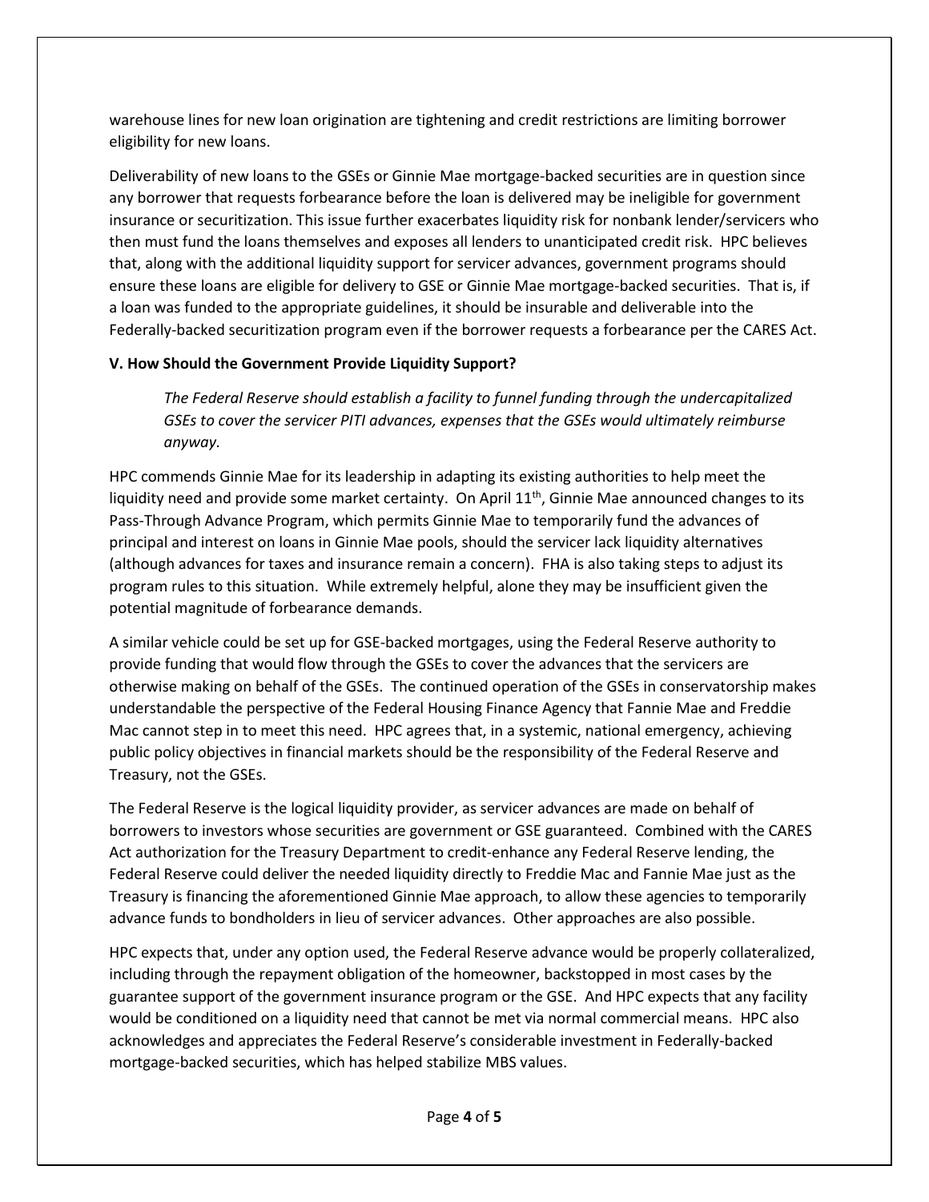warehouse lines for new loan origination are tightening and credit restrictions are limiting borrower eligibility for new loans.

Deliverability of new loans to the GSEs or Ginnie Mae mortgage-backed securities are in question since any borrower that requests forbearance before the loan is delivered may be ineligible for government insurance or securitization. This issue further exacerbates liquidity risk for nonbank lender/servicers who then must fund the loans themselves and exposes all lenders to unanticipated credit risk. HPC believes that, along with the additional liquidity support for servicer advances, government programs should ensure these loans are eligible for delivery to GSE or Ginnie Mae mortgage-backed securities. That is, if a loan was funded to the appropriate guidelines, it should be insurable and deliverable into the Federally-backed securitization program even if the borrower requests a forbearance per the CARES Act.

**V. How Should the Government Provide Liquidity Support?**

> *The Federal Reserve should establish a facility to funnel funding through the undercapitalized GSEs to cover the servicer PITI advances, expenses that the GSEs would ultimately reimburse anyway.*

HPC commends Ginnie Mae for its leadership in adapting its existing authorities to help meet the liquidity need and provide some market certainty. On April 11th, Ginnie Mae announced changes to its Pass-Through Advance Program, which permits Ginnie Mae to temporarily fund the advances of principal and interest on loans in Ginnie Mae pools, should the servicer lack liquidity alternatives (although advances for taxes and insurance remain a concern). FHA is also taking steps to adjust its program rules to this situation. While extremely helpful, alone they may be insufficient given the potential magnitude of forbearance demands.

A similar vehicle could be set up for GSE-backed mortgages, using the Federal Reserve authority to provide funding that would flow through the GSEs to cover the advances that the servicers are otherwise making on behalf of the GSEs. The continued operation of the GSEs in conservatorship makes understandable the perspective of the Federal Housing Finance Agency that Fannie Mae and Freddie Mac cannot step in to meet this need. HPC agrees that, in a systemic, national emergency, achieving public policy objectives in financial markets should be the responsibility of the Federal Reserve and Treasury, not the GSEs.

The Federal Reserve is the logical liquidity provider, as servicer advances are made on behalf of borrowers to investors whose securities are government or GSE guaranteed. Combined with the CARES Act authorization for the Treasury Department to credit-enhance any Federal Reserve lending, the Federal Reserve could deliver the needed liquidity directly to Freddie Mac and Fannie Mae just as the Treasury is financing the aforementioned Ginnie Mae approach, to allow these agencies to temporarily advance funds to bondholders in lieu of servicer advances. Other approaches are also possible.

HPC expects that, under any option used, the Federal Reserve advance would be properly collateralized, including through the repayment obligation of the homeowner, backstopped in most cases by the guarantee support of the government insurance program or the GSE. And HPC expects that any facility would be conditioned on a liquidity need that cannot be met via normal commercial means. HPC also acknowledges and appreciates the Federal Reserve's considerable investment in Federally-backed mortgage-backed securities, which has helped stabilize MBS values.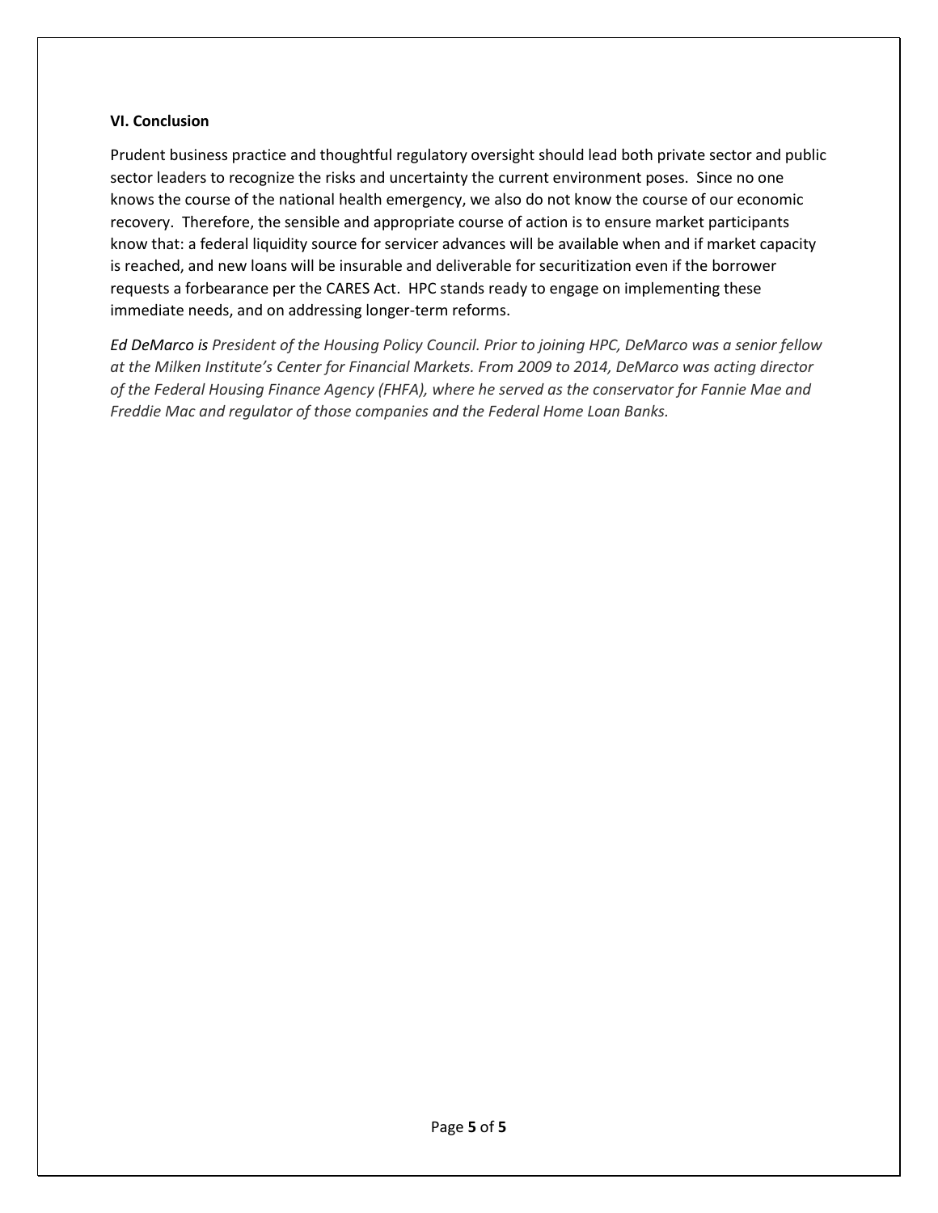### VI. Conclusion

Prudent business practice and thoughtful regulatory oversight should lead both private sector and public sector leaders to recognize the risks and uncertainty the current environment poses. Since no one knows the course of the national health emergency, we also do not know the course of our economic recovery. Therefore, the sensible and appropriate course of action is to ensure market participants know that: a federal liquidity source for servicer advances will be available when and if market capacity is reached, and new loans will be insurable and deliverable for securitization even if the borrower requests a forbearance per the CARES Act. HPC stands ready to engage on implementing these immediate needs, and on addressing longer-term reforms.

*Ed DeMarco is President of the Housing Policy Council. Prior to joining HPC, DeMarco was a senior fellow at the Milken Institute's Center for Financial Markets. From 2009 to 2014, DeMarco was acting director of the Federal Housing Finance Agency (FHFA), where he served as the conservator for Fannie Mae and Freddie Mac and regulator of those companies and the Federal Home Loan Banks.*